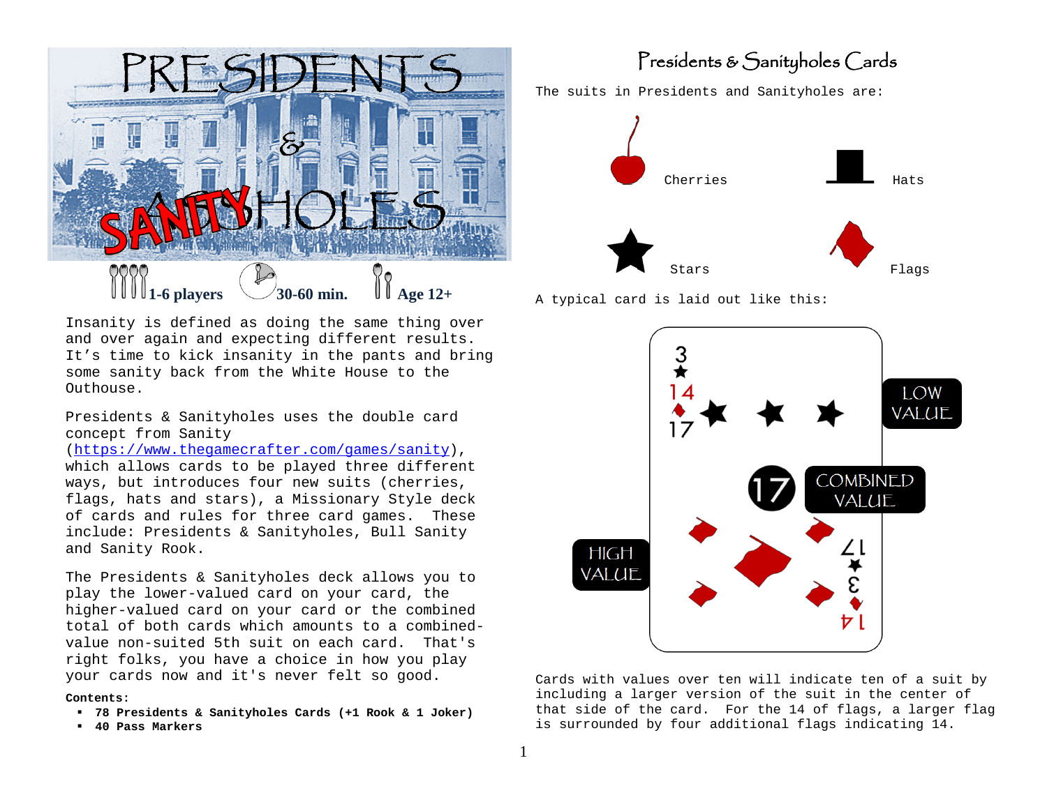# PRESIDENTS & SANITYHOLES

1-6 players 30-60 min. Age 12+

Insanity is defined as doing the same thing over and over again and expecting different results. It's time to kick insanity in the pants and bring some sanity back from the White House to the Outhouse.

Presidents & Sanityholes uses the double card concept from Sanity (https://www.thegamecrafter.com/games/sanity), which allows cards to be played three different ways, but introduces four new suits (cherries, flags, hats and stars), a Missionary Style deck of cards and rules for three card games. These include: Presidents & Sanityholes, Bull Sanity and Sanity Rook.

The Presidents & Sanityholes deck allows you to play the lower-valued card on your card, the higher-valued card on your card or the combined total of both cards which amounts to a combined-value non-suited 5th suit on each card. That's right folks, you have a choice in how you play your cards now and it's never felt so good.

**Contents:**

- **78 Presidents & Sanityholes Cards (+1 Rook & 1 Joker)**
- **40 Pass Markers**

## Presidents & Sanityholes Cards

The suits in Presidents and Sanityholes are:

Cherries Hats

Stars Flags

A typical card is laid out like this:

LOW VALUE

COMBINED VALUE

HIGH VALUE

Cards with values over ten will indicate ten of a suit by including a larger version of the suit in the center of that side of the card. For the 14 of flags, a larger flag is surrounded by four additional flags indicating 14.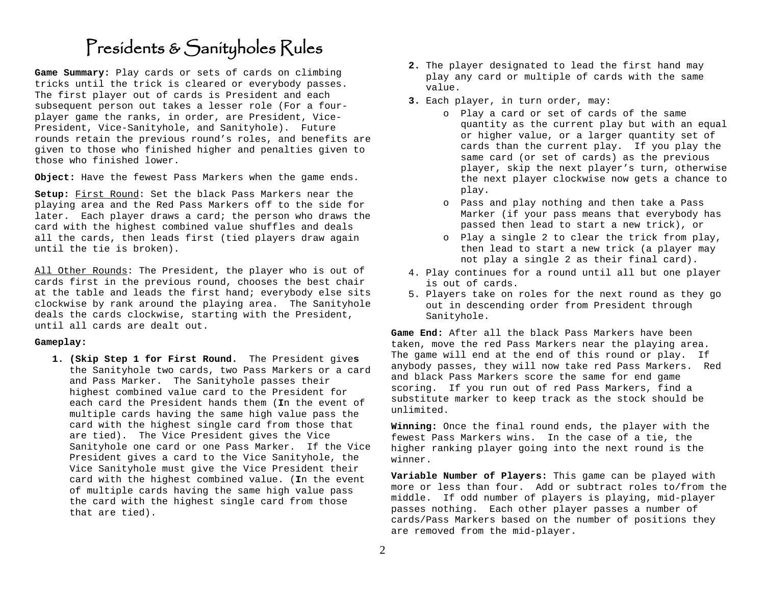# Presidents & Sanityholes Rules

**Game Summary:** Play cards or sets of cards on climbing tricks until the trick is cleared or everybody passes. The first player out of cards is President and each subsequent person out takes a lesser role (For a four-player game the ranks, in order, are President, Vice-President, Vice-Sanityhole, and Sanityhole). Future rounds retain the previous round's roles, and benefits are given to those who finished higher and penalties given to those who finished lower.

**Object:** Have the fewest Pass Markers when the game ends.

**Setup:** First Round: Set the black Pass Markers near the playing area and the Red Pass Markers off to the side for later. Each player draws a card; the person who draws the card with the highest combined value shuffles and deals all the cards, then leads first (tied players draw again until the tie is broken).

All Other Rounds: The President, the player who is out of cards first in the previous round, chooses the best chair at the table and leads the first hand; everybody else sits clockwise by rank around the playing area. The Sanityhole deals the cards clockwise, starting with the President, until all cards are dealt out.

**Gameplay:**

1. **(Skip Step 1 for First Round.** The President give**s** the Sanityhole two cards, two Pass Markers or a card and Pass Marker. The Sanityhole passes their highest combined value card to the President for each card the President hands them (**I**n the event of multiple cards having the same high value pass the card with the highest single card from those that are tied). The Vice President gives the Vice Sanityhole one card or one Pass Marker. If the Vice President gives a card to the Vice Sanityhole, the Vice Sanityhole must give the Vice President their card with the highest combined value. (**I**n the event of multiple cards having the same high value pass the card with the highest single card from those that are tied).
2. The player designated to lead the first hand may play any card or multiple of cards with the same value.
3. Each player, in turn order, may:
   - Play a card or set of cards of the same quantity as the current play but with an equal or higher value, or a larger quantity set of cards than the current play. If you play the same card (or set of cards) as the previous player, skip the next player's turn, otherwise the next player clockwise now gets a chance to play.
   - Pass and play nothing and then take a Pass Marker (if your pass means that everybody has passed then lead to start a new trick), or
   - Play a single 2 to clear the trick from play, then lead to start a new trick (a player may not play a single 2 as their final card).
4. Play continues for a round until all but one player is out of cards.
5. Players take on roles for the next round as they go out in descending order from President through Sanityhole.

**Game End:** After all the black Pass Markers have been taken, move the red Pass Markers near the playing area. The game will end at the end of this round or play. If anybody passes, they will now take red Pass Markers. Red and black Pass Markers score the same for end game scoring. If you run out of red Pass Markers, find a substitute marker to keep track as the stock should be unlimited.

**Winning:** Once the final round ends, the player with the fewest Pass Markers wins. In the case of a tie, the higher ranking player going into the next round is the winner.

**Variable Number of Players:** This game can be played with more or less than four. Add or subtract roles to/from the middle. If odd number of players is playing, mid-player passes nothing. Each other player passes a number of cards/Pass Markers based on the number of positions they are removed from the mid-player.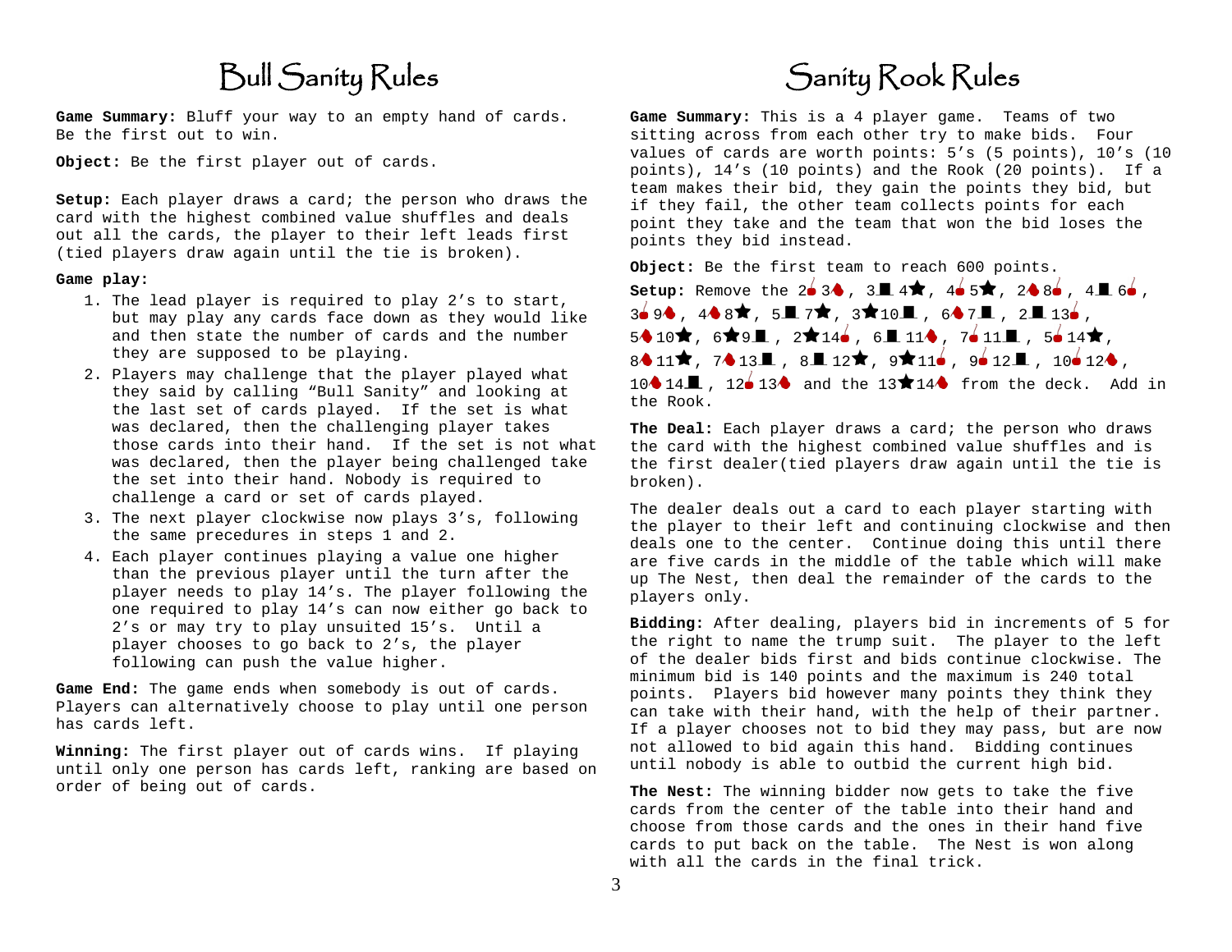# Bull Sanity Rules

**Game Summary:** Bluff your way to an empty hand of cards. Be the first out to win.

**Object:** Be the first player out of cards.

**Setup:** Each player draws a card; the person who draws the card with the highest combined value shuffles and deals out all the cards, the player to their left leads first (tied players draw again until the tie is broken).

**Game play:**

1. The lead player is required to play 2's to start, but may play any cards face down as they would like and then state the number of cards and the number they are supposed to be playing.
2. Players may challenge that the player played what they said by calling "Bull Sanity" and looking at the last set of cards played. If the set is what was declared, then the challenging player takes those cards into their hand. If the set is not what was declared, then the player being challenged take the set into their hand. Nobody is required to challenge a card or set of cards played.
3. The next player clockwise now plays 3's, following the same precedures in steps 1 and 2.
4. Each player continues playing a value one higher than the previous player until the turn after the player needs to play 14's. The player following the one required to play 14's can now either go back to 2's or may try to play unsuited 15's. Until a player chooses to go back to 2's, the player following can push the value higher.

**Game End:** The game ends when somebody is out of cards. Players can alternatively choose to play until one person has cards left.

**Winning:** The first player out of cards wins. If playing until only one person has cards left, ranking are based on order of being out of cards.

# Sanity Rook Rules

**Game Summary:** This is a 4 player game. Teams of two sitting across from each other try to make bids. Four values of cards are worth points: 5's (5 points), 10's (10 points), 14's (10 points) and the Rook (20 points). If a team makes their bid, they gain the points they bid, but if they fail, the other team collects points for each point they take and the team that won the bid loses the points they bid instead.

**Object:** Be the first team to reach 600 points.

**Setup:** Remove the 2● 3♦, 3■ 4★, 4● 5★, 2♦ 8●, 4■ 6●, 3● 9♦, 4♦ 8★, 5■ 7★, 3★ 10■, 6♦ 7■, 2■ 13●, 5♦ 10★, 6★ 9■, 2★ 14●, 6■ 11♦, 7● 11■, 5● 14★, 8♦ 11★, 7♦ 13■, 8■ 12★, 9★ 11●, 9● 12■, 10● 12♦, 10♦ 14■, 12● 13♦ and the 13★ 14♦ from the deck. Add in the Rook.

**The Deal:** Each player draws a card; the person who draws the card with the highest combined value shuffles and is the first dealer(tied players draw again until the tie is broken).

The dealer deals out a card to each player starting with the player to their left and continuing clockwise and then deals one to the center. Continue doing this until there are five cards in the middle of the table which will make up The Nest, then deal the remainder of the cards to the players only.

**Bidding:** After dealing, players bid in increments of 5 for the right to name the trump suit. The player to the left of the dealer bids first and bids continue clockwise. The minimum bid is 140 points and the maximum is 240 total points. Players bid however many points they think they can take with their hand, with the help of their partner. If a player chooses not to bid they may pass, but are now not allowed to bid again this hand. Bidding continues until nobody is able to outbid the current high bid.

**The Nest:** The winning bidder now gets to take the five cards from the center of the table into their hand and choose from those cards and the ones in their hand five cards to put back on the table. The Nest is won along with all the cards in the final trick.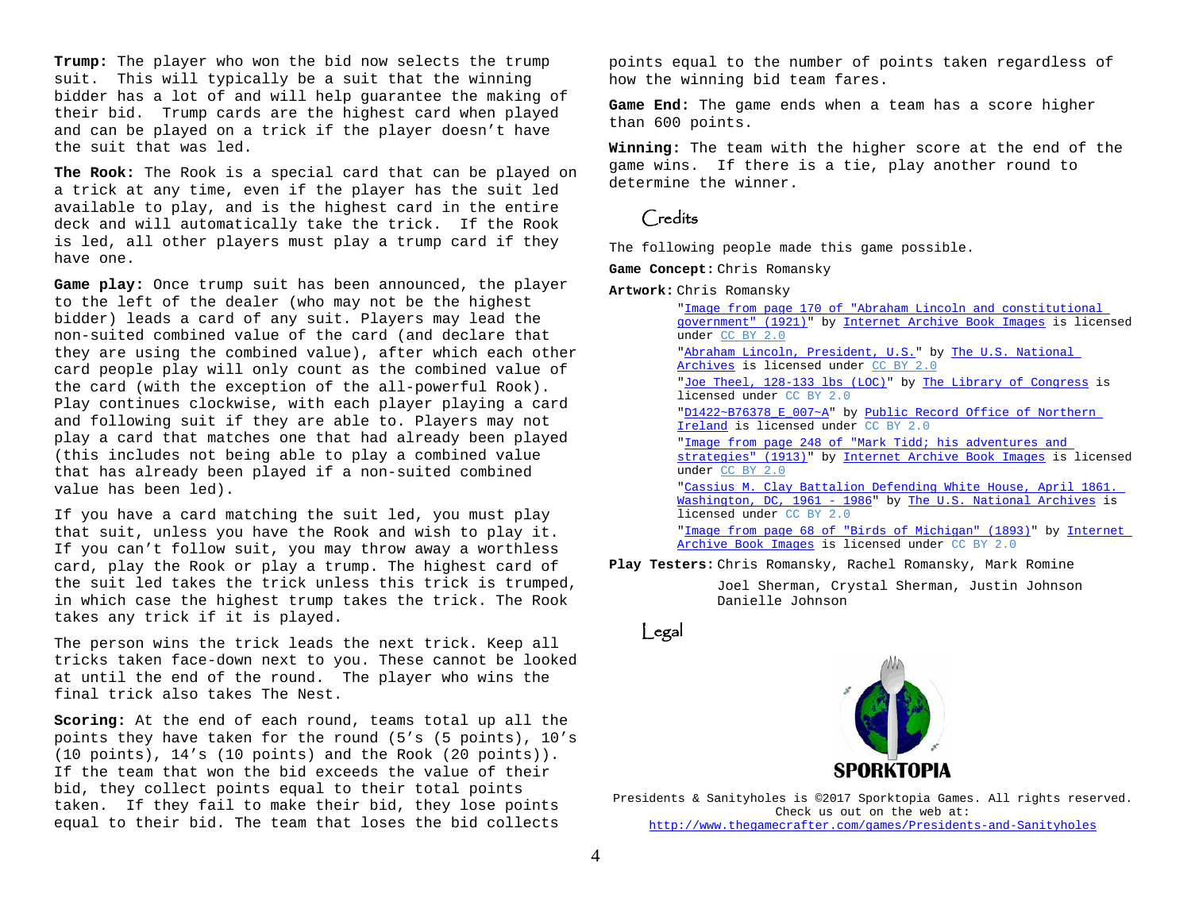**Trump:** The player who won the bid now selects the trump suit. This will typically be a suit that the winning bidder has a lot of and will help guarantee the making of their bid. Trump cards are the highest card when played and can be played on a trick if the player doesn't have the suit that was led.

**The Rook:** The Rook is a special card that can be played on a trick at any time, even if the player has the suit led available to play, and is the highest card in the entire deck and will automatically take the trick. If the Rook is led, all other players must play a trump card if they have one.

**Game play:** Once trump suit has been announced, the player to the left of the dealer (who may not be the highest bidder) leads a card of any suit. Players may lead the non-suited combined value of the card (and declare that they are using the combined value), after which each other card people play will only count as the combined value of the card (with the exception of the all-powerful Rook). Play continues clockwise, with each player playing a card and following suit if they are able to. Players may not play a card that matches one that had already been played (this includes not being able to play a combined value that has already been played if a non-suited combined value has been led).

If you have a card matching the suit led, you must play that suit, unless you have the Rook and wish to play it. If you can't follow suit, you may throw away a worthless card, play the Rook or play a trump. The highest card of the suit led takes the trick unless this trick is trumped, in which case the highest trump takes the trick. The Rook takes any trick if it is played.

The person wins the trick leads the next trick. Keep all tricks taken face-down next to you. These cannot be looked at until the end of the round. The player who wins the final trick also takes The Nest.

**Scoring:** At the end of each round, teams total up all the points they have taken for the round (5's (5 points), 10's (10 points), 14's (10 points) and the Rook (20 points)). If the team that won the bid exceeds the value of their bid, they collect points equal to their total points taken. If they fail to make their bid, they lose points equal to their bid. The team that loses the bid collects points equal to the number of points taken regardless of how the winning bid team fares.

**Game End:** The game ends when a team has a score higher than 600 points.

**Winning:** The team with the higher score at the end of the game wins. If there is a tie, play another round to determine the winner.

## Credits

The following people made this game possible.

**Game Concept:** Chris Romansky

**Artwork:** Chris Romansky

"Image from page 170 of "Abraham Lincoln and constitutional government" (1921)" by Internet Archive Book Images is licensed under CC BY 2.0

"Abraham Lincoln, President, U.S." by The U.S. National Archives is licensed under CC BY 2.0

"Joe Theel, 128-133 lbs (LOC)" by The Library of Congress is licensed under CC BY 2.0

"D1422~B76378_E_007~A" by Public Record Office of Northern Ireland is licensed under CC BY 2.0

"Image from page 248 of "Mark Tidd; his adventures and strategies" (1913)" by Internet Archive Book Images is licensed under CC BY 2.0

"Cassius M. Clay Battalion Defending White House, April 1861. Washington, DC, 1961 - 1986" by The U.S. National Archives is licensed under CC BY 2.0

"Image from page 68 of "Birds of Michigan" (1893)" by Internet Archive Book Images is licensed under CC BY 2.0

**Play Testers:** Chris Romansky, Rachel Romansky, Mark Romine
Joel Sherman, Crystal Sherman, Justin Johnson
Danielle Johnson

## Legal

SPORKTOPIA

Presidents & Sanityholes is ©2017 Sporktopia Games. All rights reserved.
Check us out on the web at:
http://www.thegamecrafter.com/games/Presidents-and-Sanityholes